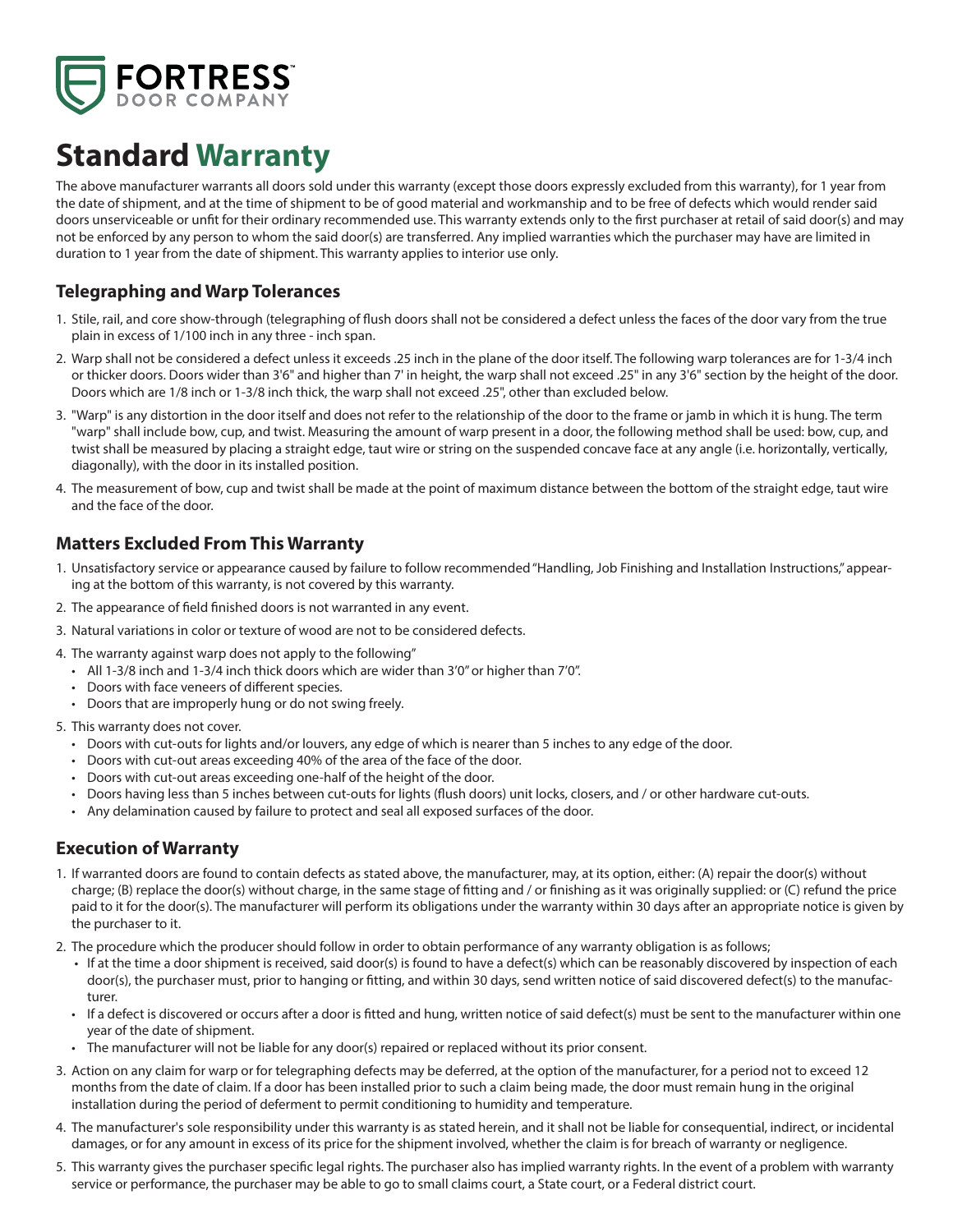FORTRESS™
DOOR COMPANY

# Standard Warranty

The above manufacturer warrants all doors sold under this warranty (except those doors expressly excluded from this warranty), for 1 year from the date of shipment, and at the time of shipment to be of good material and workmanship and to be free of defects which would render said doors unserviceable or unfit for their ordinary recommended use. This warranty extends only to the first purchaser at retail of said door(s) and may not be enforced by any person to whom the said door(s) are transferred. Any implied warranties which the purchaser may have are limited in duration to 1 year from the date of shipment. This warranty applies to interior use only.

## Telegraphing and Warp Tolerances

1. Stile, rail, and core show-through (telegraphing of flush doors shall not be considered a defect unless the faces of the door vary from the true plain in excess of 1/100 inch in any three - inch span.
2. Warp shall not be considered a defect unless it exceeds .25 inch in the plane of the door itself. The following warp tolerances are for 1-3/4 inch or thicker doors. Doors wider than 3'6" and higher than 7' in height, the warp shall not exceed .25" in any 3'6" section by the height of the door. Doors which are 1/8 inch or 1-3/8 inch thick, the warp shall not exceed .25", other than excluded below.
3. "Warp" is any distortion in the door itself and does not refer to the relationship of the door to the frame or jamb in which it is hung. The term "warp" shall include bow, cup, and twist. Measuring the amount of warp present in a door, the following method shall be used: bow, cup, and twist shall be measured by placing a straight edge, taut wire or string on the suspended concave face at any angle (i.e. horizontally, vertically, diagonally), with the door in its installed position.
4. The measurement of bow, cup and twist shall be made at the point of maximum distance between the bottom of the straight edge, taut wire and the face of the door.

## Matters Excluded From This Warranty

1. Unsatisfactory service or appearance caused by failure to follow recommended "Handling, Job Finishing and Installation Instructions," appearing at the bottom of this warranty, is not covered by this warranty.
2. The appearance of field finished doors is not warranted in any event.
3. Natural variations in color or texture of wood are not to be considered defects.
4. The warranty against warp does not apply to the following"
   - All 1-3/8 inch and 1-3/4 inch thick doors which are wider than 3'0" or higher than 7'0".
   - Doors with face veneers of different species.
   - Doors that are improperly hung or do not swing freely.
5. This warranty does not cover.
   - Doors with cut-outs for lights and/or louvers, any edge of which is nearer than 5 inches to any edge of the door.
   - Doors with cut-out areas exceeding 40% of the area of the face of the door.
   - Doors with cut-out areas exceeding one-half of the height of the door.
   - Doors having less than 5 inches between cut-outs for lights (flush doors) unit locks, closers, and / or other hardware cut-outs.
   - Any delamination caused by failure to protect and seal all exposed surfaces of the door.

## Execution of Warranty

1. If warranted doors are found to contain defects as stated above, the manufacturer, may, at its option, either: (A) repair the door(s) without charge; (B) replace the door(s) without charge, in the same stage of fitting and / or finishing as it was originally supplied: or (C) refund the price paid to it for the door(s). The manufacturer will perform its obligations under the warranty within 30 days after an appropriate notice is given by the purchaser to it.
2. The procedure which the producer should follow in order to obtain performance of any warranty obligation is as follows;
   - If at the time a door shipment is received, said door(s) is found to have a defect(s) which can be reasonably discovered by inspection of each door(s), the purchaser must, prior to hanging or fitting, and within 30 days, send written notice of said discovered defect(s) to the manufacturer.
   - If a defect is discovered or occurs after a door is fitted and hung, written notice of said defect(s) must be sent to the manufacturer within one year of the date of shipment.
   - The manufacturer will not be liable for any door(s) repaired or replaced without its prior consent.
3. Action on any claim for warp or for telegraphing defects may be deferred, at the option of the manufacturer, for a period not to exceed 12 months from the date of claim. If a door has been installed prior to such a claim being made, the door must remain hung in the original installation during the period of deferment to permit conditioning to humidity and temperature.
4. The manufacturer's sole responsibility under this warranty is as stated herein, and it shall not be liable for consequential, indirect, or incidental damages, or for any amount in excess of its price for the shipment involved, whether the claim is for breach of warranty or negligence.
5. This warranty gives the purchaser specific legal rights. The purchaser also has implied warranty rights. In the event of a problem with warranty service or performance, the purchaser may be able to go to small claims court, a State court, or a Federal district court.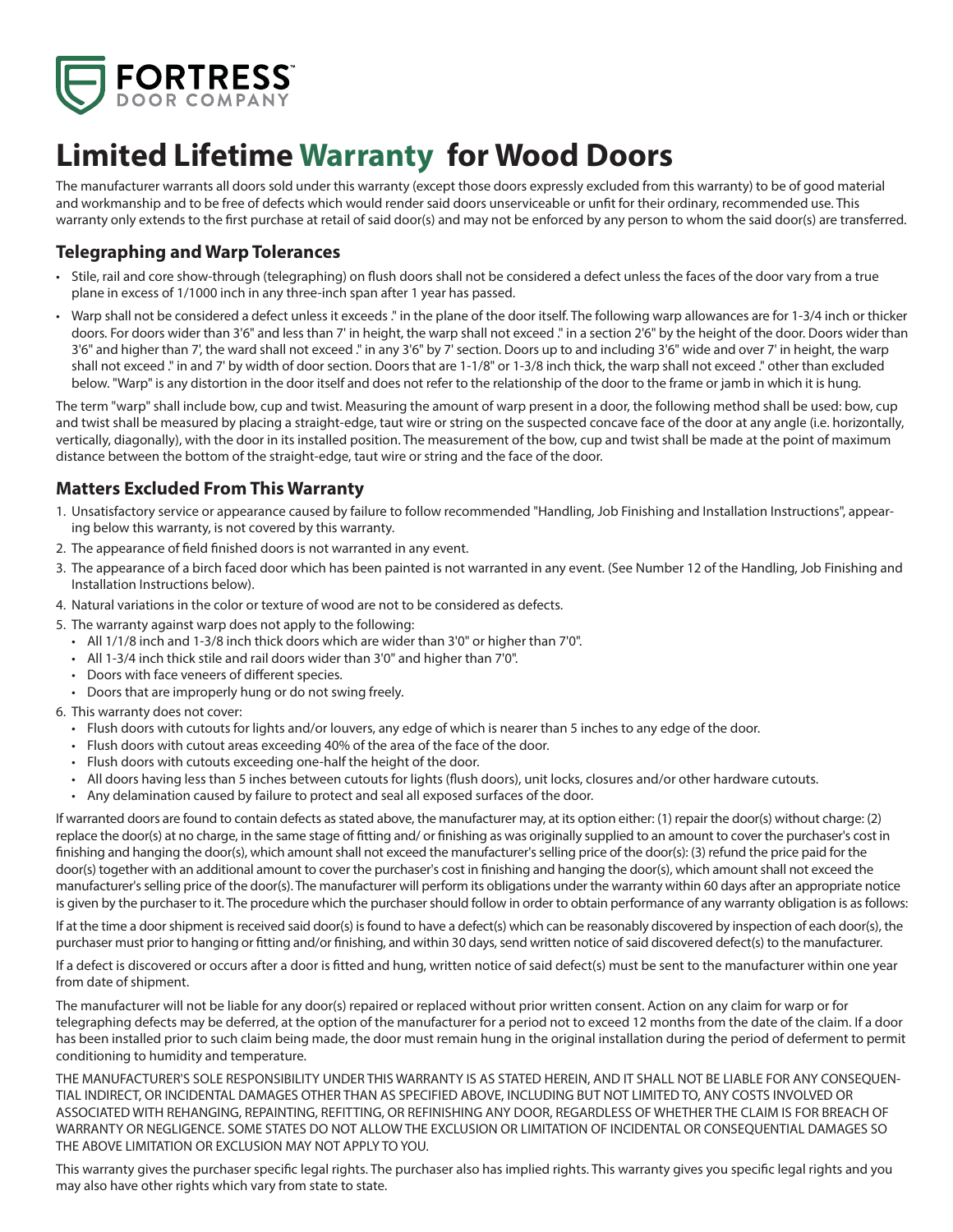**FORTRESS**™
DOOR COMPANY

# Limited Lifetime Warranty for Wood Doors

The manufacturer warrants all doors sold under this warranty (except those doors expressly excluded from this warranty) to be of good material and workmanship and to be free of defects which would render said doors unserviceable or unfit for their ordinary, recommended use. This warranty only extends to the first purchase at retail of said door(s) and may not be enforced by any person to whom the said door(s) are transferred.

## Telegraphing and Warp Tolerances

- Stile, rail and core show-through (telegraphing) on flush doors shall not be considered a defect unless the faces of the door vary from a true plane in excess of 1/1000 inch in any three-inch span after 1 year has passed.
- Warp shall not be considered a defect unless it exceeds ." in the plane of the door itself. The following warp allowances are for 1-3/4 inch or thicker doors. For doors wider than 3'6" and less than 7' in height, the warp shall not exceed ." in a section 2'6" by the height of the door. Doors wider than 3'6" and higher than 7', the ward shall not exceed ." in any 3'6" by 7' section. Doors up to and including 3'6" wide and over 7' in height, the warp shall not exceed ." in and 7' by width of door section. Doors that are 1-1/8" or 1-3/8 inch thick, the warp shall not exceed ." other than excluded below. "Warp" is any distortion in the door itself and does not refer to the relationship of the door to the frame or jamb in which it is hung.

The term "warp" shall include bow, cup and twist. Measuring the amount of warp present in a door, the following method shall be used: bow, cup and twist shall be measured by placing a straight-edge, taut wire or string on the suspected concave face of the door at any angle (i.e. horizontally, vertically, diagonally), with the door in its installed position. The measurement of the bow, cup and twist shall be made at the point of maximum distance between the bottom of the straight-edge, taut wire or string and the face of the door.

## Matters Excluded From This Warranty

1. Unsatisfactory service or appearance caused by failure to follow recommended "Handling, Job Finishing and Installation Instructions", appearing below this warranty, is not covered by this warranty.
2. The appearance of field finished doors is not warranted in any event.
3. The appearance of a birch faced door which has been painted is not warranted in any event. (See Number 12 of the Handling, Job Finishing and Installation Instructions below).
4. Natural variations in the color or texture of wood are not to be considered as defects.
5. The warranty against warp does not apply to the following:
   - All 1/1/8 inch and 1-3/8 inch thick doors which are wider than 3'0" or higher than 7'0".
   - All 1-3/4 inch thick stile and rail doors wider than 3'0" and higher than 7'0".
   - Doors with face veneers of different species.
   - Doors that are improperly hung or do not swing freely.
6. This warranty does not cover:
   - Flush doors with cutouts for lights and/or louvers, any edge of which is nearer than 5 inches to any edge of the door.
   - Flush doors with cutout areas exceeding 40% of the area of the face of the door.
   - Flush doors with cutouts exceeding one-half the height of the door.
   - All doors having less than 5 inches between cutouts for lights (flush doors), unit locks, closures and/or other hardware cutouts.
   - Any delamination caused by failure to protect and seal all exposed surfaces of the door.

If warranted doors are found to contain defects as stated above, the manufacturer may, at its option either: (1) repair the door(s) without charge: (2) replace the door(s) at no charge, in the same stage of fitting and/ or finishing as was originally supplied to an amount to cover the purchaser's cost in finishing and hanging the door(s), which amount shall not exceed the manufacturer's selling price of the door(s): (3) refund the price paid for the door(s) together with an additional amount to cover the purchaser's cost in finishing and hanging the door(s), which amount shall not exceed the manufacturer's selling price of the door(s). The manufacturer will perform its obligations under the warranty within 60 days after an appropriate notice is given by the purchaser to it. The procedure which the purchaser should follow in order to obtain performance of any warranty obligation is as follows:

If at the time a door shipment is received said door(s) is found to have a defect(s) which can be reasonably discovered by inspection of each door(s), the purchaser must prior to hanging or fitting and/or finishing, and within 30 days, send written notice of said discovered defect(s) to the manufacturer.

If a defect is discovered or occurs after a door is fitted and hung, written notice of said defect(s) must be sent to the manufacturer within one year from date of shipment.

The manufacturer will not be liable for any door(s) repaired or replaced without prior written consent. Action on any claim for warp or for telegraphing defects may be deferred, at the option of the manufacturer for a period not to exceed 12 months from the date of the claim. If a door has been installed prior to such claim being made, the door must remain hung in the original installation during the period of deferment to permit conditioning to humidity and temperature.

THE MANUFACTURER'S SOLE RESPONSIBILITY UNDER THIS WARRANTY IS AS STATED HEREIN, AND IT SHALL NOT BE LIABLE FOR ANY CONSEQUENTIAL INDIRECT, OR INCIDENTAL DAMAGES OTHER THAN AS SPECIFIED ABOVE, INCLUDING BUT NOT LIMITED TO, ANY COSTS INVOLVED OR ASSOCIATED WITH REHANGING, REPAINTING, REFITTING, OR REFINISHING ANY DOOR, REGARDLESS OF WHETHER THE CLAIM IS FOR BREACH OF WARRANTY OR NEGLIGENCE. SOME STATES DO NOT ALLOW THE EXCLUSION OR LIMITATION OF INCIDENTAL OR CONSEQUENTIAL DAMAGES SO THE ABOVE LIMITATION OR EXCLUSION MAY NOT APPLY TO YOU.

This warranty gives the purchaser specific legal rights. The purchaser also has implied rights. This warranty gives you specific legal rights and you may also have other rights which vary from state to state.